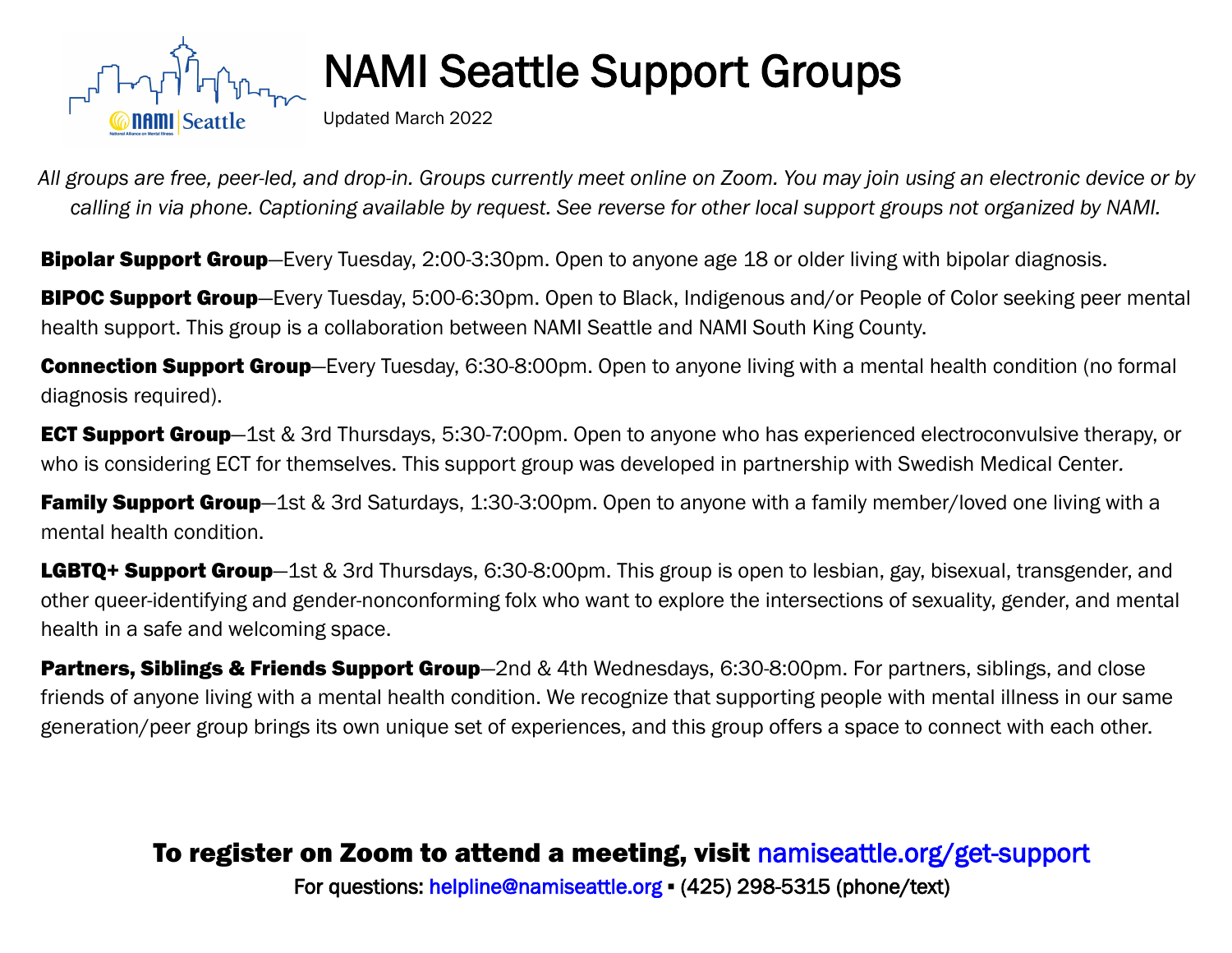# NAMI Seattle Support Groups

Updated March 2022

*All groups are free, peer-led, and drop-in. Groups currently meet online on Zoom. You may join using an electronic device or by calling in via phone. Captioning available by request. See reverse for other local support groups not organized by NAMI.*

**Bipolar Support Group**—Every Tuesday, 2:00-3:30pm. Open to anyone age 18 or older living with bipolar diagnosis.

**BIPOC Support Group**—Every Tuesday, 5:00-6:30pm. Open to Black, Indigenous and/or People of Color seeking peer mental health support. This group is a collaboration between NAMI Seattle and NAMI South King County.

**Connection Support Group**—Every Tuesday, 6:30-8:00pm. Open to anyone living with a mental health condition (no formal diagnosis required).

**ECT Support Group**—1st & 3rd Thursdays, 5:30-7:00pm. Open to anyone who has experienced electroconvulsive therapy, or who is considering ECT for themselves. This support group was developed in partnership with Swedish Medical Center.

**Family Support Group**—1st & 3rd Saturdays, 1:30-3:00pm. Open to anyone with a family member/loved one living with a mental health condition.

**LGBTQ+ Support Group**—1st & 3rd Thursdays, 6:30-8:00pm. This group is open to lesbian, gay, bisexual, transgender, and other queer-identifying and gender-nonconforming folx who want to explore the intersections of sexuality, gender, and mental health in a safe and welcoming space.

**Partners, Siblings & Friends Support Group**—2nd & 4th Wednesdays, 6:30-8:00pm. For partners, siblings, and close friends of anyone living with a mental health condition. We recognize that supporting people with mental illness in our same generation/peer group brings its own unique set of experiences, and this group offers a space to connect with each other.

**To register on Zoom to attend a meeting, visit** namiseattle.org/get-support

For questions: helpline@namiseattle.org ▪ (425) 298-5315 (phone/text)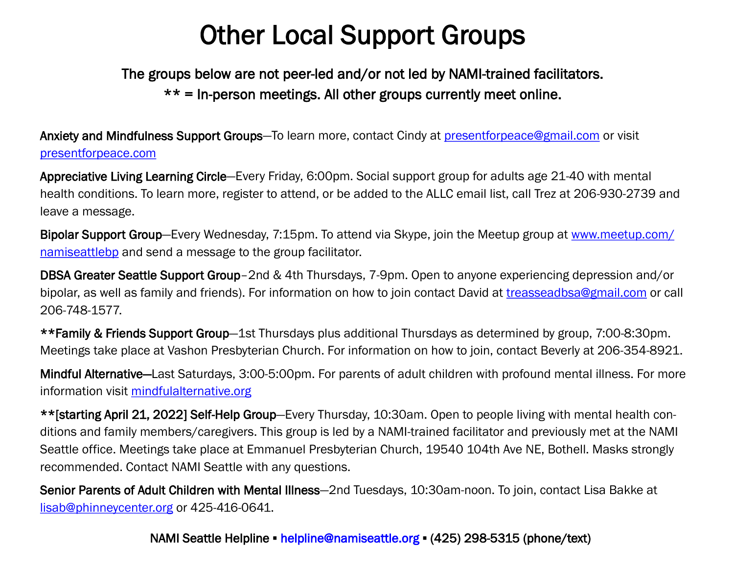# Other Local Support Groups

**The groups below are not peer-led and/or not led by NAMI-trained facilitators.**
**** = In-person meetings. All other groups currently meet online.**

**Anxiety and Mindfulness Support Groups**—To learn more, contact Cindy at presentforpeace@gmail.com or visit presentforpeace.com

**Appreciative Living Learning Circle**—Every Friday, 6:00pm. Social support group for adults age 21-40 with mental health conditions. To learn more, register to attend, or be added to the ALLC email list, call Trez at 206-930-2739 and leave a message.

**Bipolar Support Group**—Every Wednesday, 7:15pm. To attend via Skype, join the Meetup group at www.meetup.com/namiseattlebp and send a message to the group facilitator.

**DBSA Greater Seattle Support Group**–2nd & 4th Thursdays, 7-9pm. Open to anyone experiencing depression and/or bipolar, as well as family and friends). For information on how to join contact David at treasseadbsa@gmail.com or call 206-748-1577.

****Family & Friends Support Group**—1st Thursdays plus additional Thursdays as determined by group, 7:00-8:30pm. Meetings take place at Vashon Presbyterian Church. For information on how to join, contact Beverly at 206-354-8921.

**Mindful Alternative—**Last Saturdays, 3:00-5:00pm. For parents of adult children with profound mental illness. For more information visit mindfulalternative.org

****[starting April 21, 2022] Self-Help Group**—Every Thursday, 10:30am. Open to people living with mental health conditions and family members/caregivers. This group is led by a NAMI-trained facilitator and previously met at the NAMI Seattle office. Meetings take place at Emmanuel Presbyterian Church, 19540 104th Ave NE, Bothell. Masks strongly recommended. Contact NAMI Seattle with any questions.

**Senior Parents of Adult Children with Mental Illness**—2nd Tuesdays, 10:30am-noon. To join, contact Lisa Bakke at lisab@phinneycenter.org or 425-416-0641.

NAMI Seattle Helpline ▪ helpline@namiseattle.org ▪ (425) 298-5315 (phone/text)